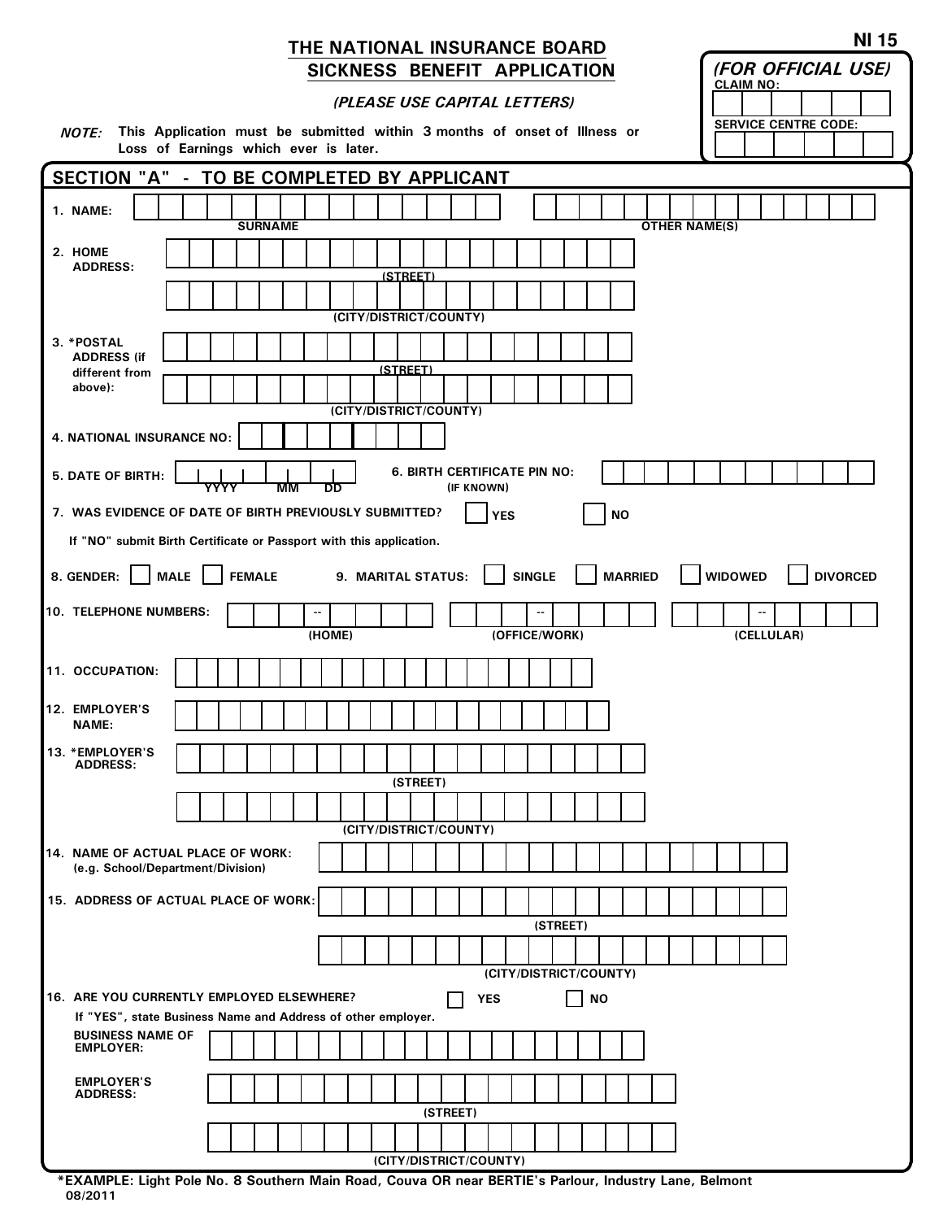**NI 15**

# THE NATIONAL INSURANCE BOARD
## SICKNESS BENEFIT APPLICATION

***(PLEASE USE CAPITAL LETTERS)***

***NOTE:*** **This Application must be submitted within 3 months of onset of Illness or Loss of Earnings which ever is later.**

***(FOR OFFICIAL USE)***
**CLAIM NO:**
**SERVICE CENTRE CODE:**

## SECTION "A" - TO BE COMPLETED BY APPLICANT

1. NAME: ____________________ (SURNAME) ____________________ (OTHER NAME(S))

2. HOME ADDRESS: ____________________ (STREET)
 ____________________ (CITY/DISTRICT/COUNTY)

3. *POSTAL ADDRESS (if different from above): ____________________ (STREET)
 ____________________ (CITY/DISTRICT/COUNTY)

4. NATIONAL INSURANCE NO: ____________________

5. DATE OF BIRTH: ____ YYYY ____ MM ____ DD

6. BIRTH CERTIFICATE PIN NO: (IF KNOWN) ____________________

7. WAS EVIDENCE OF DATE OF BIRTH PREVIOUSLY SUBMITTED? ☐ YES ☐ NO
 If "NO" submit Birth Certificate or Passport with this application.

8. GENDER: ☐ MALE ☐ FEMALE

9. MARITAL STATUS: ☐ SINGLE ☐ MARRIED ☐ WIDOWED ☐ DIVORCED

10. TELEPHONE NUMBERS: ____ -- ____ (HOME) ____ -- ____ (OFFICE/WORK) ____ -- ____ (CELLULAR)

11. OCCUPATION: ____________________

12. EMPLOYER'S NAME: ____________________

13. *EMPLOYER'S ADDRESS: ____________________ (STREET)
 ____________________ (CITY/DISTRICT/COUNTY)

14. NAME OF ACTUAL PLACE OF WORK: (e.g. School/Department/Division) ____________________

15. ADDRESS OF ACTUAL PLACE OF WORK: ____________________ (STREET)
 ____________________ (CITY/DISTRICT/COUNTY)

16. ARE YOU CURRENTLY EMPLOYED ELSEWHERE? ☐ YES ☐ NO
 If "YES", state Business Name and Address of other employer.

 BUSINESS NAME OF EMPLOYER: ____________________

 EMPLOYER'S ADDRESS: ____________________ (STREET)
 ____________________ (CITY/DISTRICT/COUNTY)

***EXAMPLE: Light Pole No. 8 Southern Main Road, Couva OR near BERTIE's Parlour, Industry Lane, Belmont**

08/2011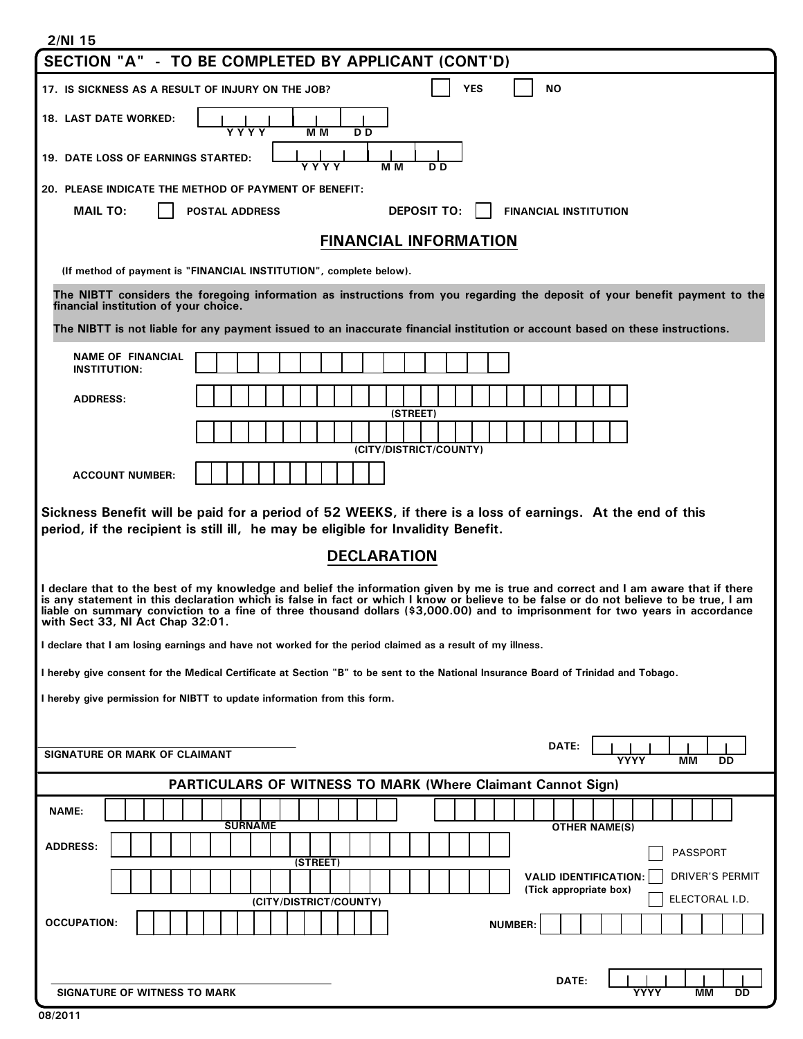2/NI 15

## SECTION "A" - TO BE COMPLETED BY APPLICANT (CONT'D)

17. IS SICKNESS AS A RESULT OF INJURY ON THE JOB? ☐ YES ☐ NO

18. LAST DATE WORKED: ____ YYYY __ MM __ DD

19. DATE LOSS OF EARNINGS STARTED: ____ YYYY __ MM __ DD

20. PLEASE INDICATE THE METHOD OF PAYMENT OF BENEFIT:

**MAIL TO:** ☐ POSTAL ADDRESS **DEPOSIT TO:** ☐ FINANCIAL INSTITUTION

## FINANCIAL INFORMATION

(If method of payment is "FINANCIAL INSTITUTION", complete below).

**The NIBTT considers the foregoing information as instructions from you regarding the deposit of your benefit payment to the financial institution of your choice.**

**The NIBTT is not liable for any payment issued to an inaccurate financial institution or account based on these instructions.**

NAME OF FINANCIAL INSTITUTION: ____________________

ADDRESS: ____________________ (STREET)

____________________ (CITY/DISTRICT/COUNTY)

ACCOUNT NUMBER: ____________________

**Sickness Benefit will be paid for a period of 52 WEEKS, if there is a loss of earnings. At the end of this period, if the recipient is still ill, he may be eligible for Invalidity Benefit.**

## DECLARATION

I declare that to the best of my knowledge and belief the information given by me is true and correct and I am aware that if there is any statement in this declaration which is false in fact or which I know or believe to be false or do not believe to be true, I am liable on summary conviction to a fine of three thousand dollars ($3,000.00) and to imprisonment for two years in accordance with Sect 33, NI Act Chap 32:01.

I declare that I am losing earnings and have not worked for the period claimed as a result of my illness.

I hereby give consent for the Medical Certificate at Section "B" to be sent to the National Insurance Board of Trinidad and Tobago.

I hereby give permission for NIBTT to update information from this form.

____________________
SIGNATURE OR MARK OF CLAIMANT

DATE: ____ YYYY __ MM __ DD

## PARTICULARS OF WITNESS TO MARK (Where Claimant Cannot Sign)

NAME: ____________________ SURNAME ____________________ OTHER NAME(S)

ADDRESS: ____________________ (STREET)

____________________ (CITY/DISTRICT/COUNTY)

VALID IDENTIFICATION: (Tick appropriate box) ☐ PASSPORT ☐ DRIVER'S PERMIT ☐ ELECTORAL I.D.

OCCUPATION: ____________________ NUMBER: ____________________

____________________
SIGNATURE OF WITNESS TO MARK

DATE: ____ YYYY __ MM __ DD

08/2011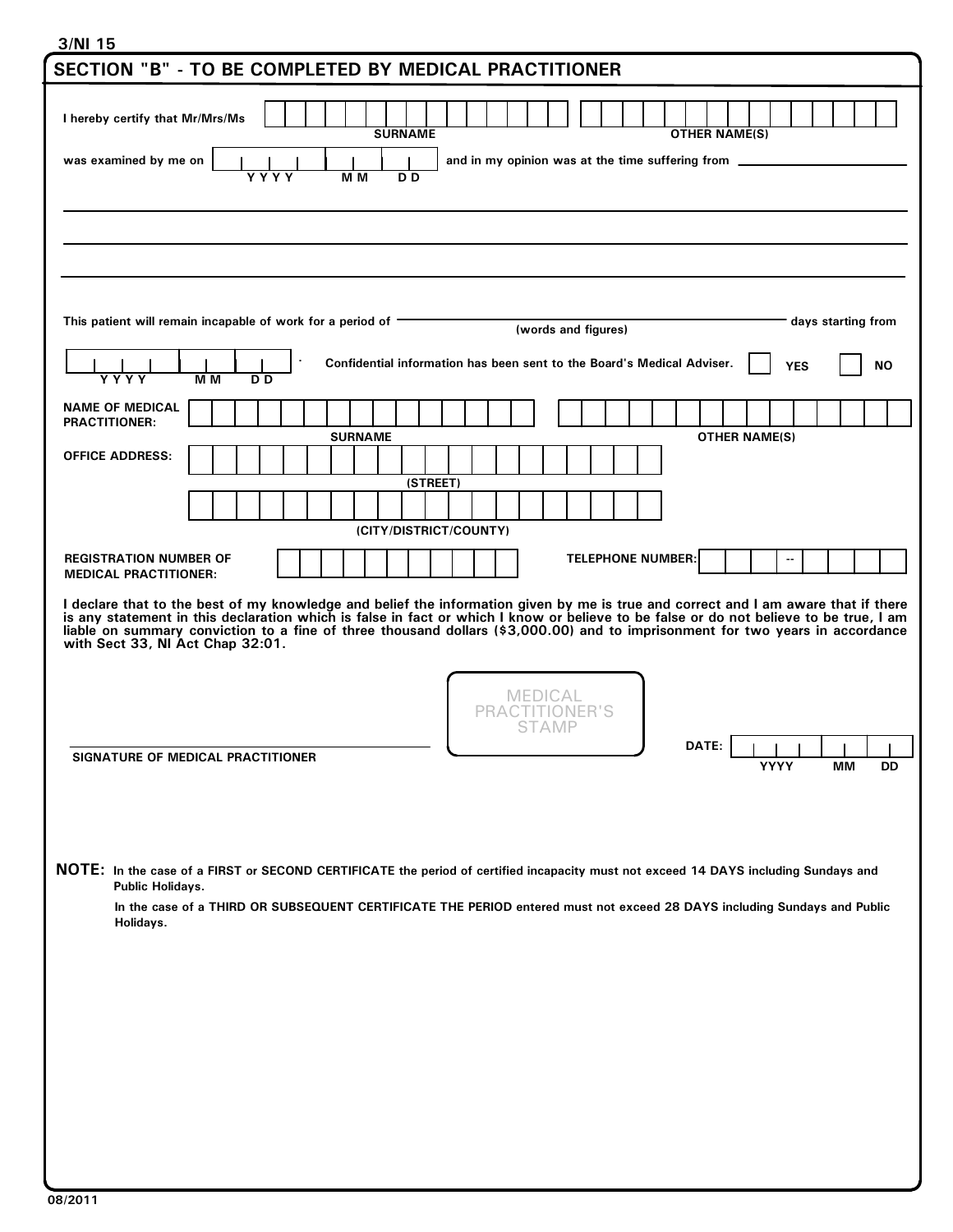3/NI 15

## SECTION "B" - TO BE COMPLETED BY MEDICAL PRACTITIONER

I hereby certify that Mr/Mrs/Ms ______________________ ______________________
SURNAME OTHER NAME(S)

was examined by me on ____ __ __ (YYYY MM DD) and in my opinion was at the time suffering from ______________________

______________________________________________________________________

______________________________________________________________________

______________________________________________________________________

This patient will remain incapable of work for a period of ______________________ (words and figures) days starting from

____ __ __ (YYYY MM DD). Confidential information has been sent to the Board's Medical Adviser. ☐ YES ☐ NO

**NAME OF MEDICAL PRACTITIONER:** ______________________ ______________________
SURNAME OTHER NAME(S)

**OFFICE ADDRESS:** ______________________
(STREET)

______________________
(CITY/DISTRICT/COUNTY)

**REGISTRATION NUMBER OF MEDICAL PRACTITIONER:** ______________________

**TELEPHONE NUMBER:** ___ -- ____

**I declare that to the best of my knowledge and belief the information given by me is true and correct and I am aware that if there is any statement in this declaration which is false in fact or which I know or believe to be false or do not believe to be true, I am liable on summary conviction to a fine of three thousand dollars ($3,000.00) and to imprisonment for two years in accordance with Sect 33, NI Act Chap 32:01.**

MEDICAL PRACTITIONER'S STAMP

______________________
SIGNATURE OF MEDICAL PRACTITIONER

DATE: ____ __ __ (YYYY MM DD)

**NOTE:** In the case of a FIRST or SECOND CERTIFICATE the period of certified incapacity must not exceed 14 DAYS including Sundays and Public Holidays.

In the case of a THIRD OR SUBSEQUENT CERTIFICATE THE PERIOD entered must not exceed 28 DAYS including Sundays and Public Holidays.

08/2011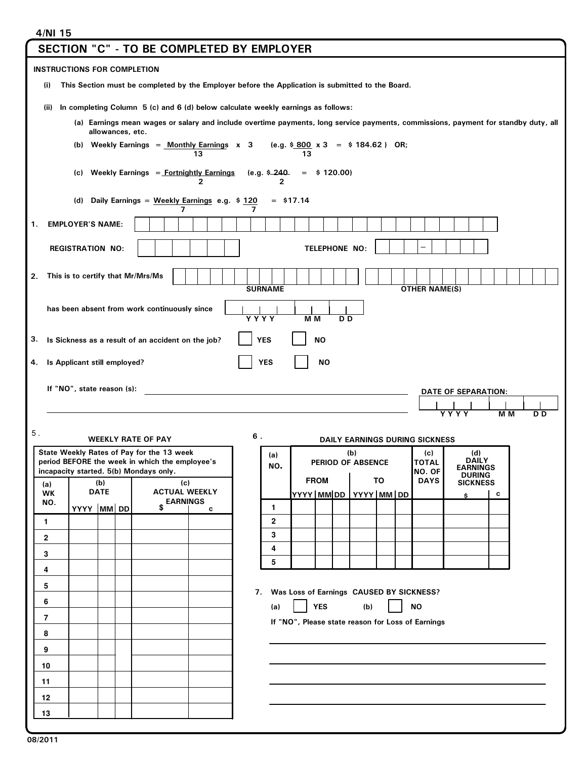4/NI 15

## SECTION "C" - TO BE COMPLETED BY EMPLOYER

**INSTRUCTIONS FOR COMPLETION**

(i) This Section must be completed by the Employer before the Application is submitted to the Board.

(ii) In completing Column 5 (c) and 6 (d) below calculate weekly earnings as follows:

(a) Earnings mean wages or salary and include overtime payments, long service payments, commissions, payment for standby duty, all allowances, etc.

(b) Weekly Earnings = $\frac{\text{Monthly Earnings}}{13} \times 3$ (e.g. $\frac{\$800}{13} \times 3 = \$184.62$) OR;

(c) Weekly Earnings = $\frac{\text{Fortnightly Earnings}}{2}$ (e.g. $\frac{\$240}{2} = \$120.00$)

(d) Daily Earnings = $\frac{\text{Weekly Earnings}}{7}$ e.g. $\frac{\$120}{7} = \$17.14$

1. EMPLOYER'S NAME: ____________________

REGISTRATION NO: __________ TELEPHONE NO: ____ - ____

2. This is to certify that Mr/Mrs/Ms ____________________ (SURNAME) ____________________ (OTHER NAME(S))

has been absent from work continuously since ____ (YYYY) __ (MM) __ (DD)

3. Is Sickness as a result of an accident on the job? ☐ YES ☐ NO

4. Is Applicant still employed? ☐ YES ☐ NO

If "NO", state reason (s): ____________________ DATE OF SEPARATION: ____ (YYYY) __ (MM) __ (DD)

5. **WEEKLY RATE OF PAY**

State Weekly Rates of Pay for the 13 week period BEFORE the week in which the employee's incapacity started. 5(b) Mondays only.

| (a) WK NO. | (b) DATE | | | (c) ACTUAL WEEKLY EARNINGS | |
|---|---|---|---|---|---|
| | YYYY | MM | DD | $ | c |
| 1 | | | | | |
| 2 | | | | | |
| 3 | | | | | |
| 4 | | | | | |
| 5 | | | | | |
| 6 | | | | | |
| 7 | | | | | |
| 8 | | | | | |
| 9 | | | | | |
| 10 | | | | | |
| 11 | | | | | |
| 12 | | | | | |
| 13 | | | | | |

6. **DAILY EARNINGS DURING SICKNESS**

| (a) NO. | (b) PERIOD OF ABSENCE | | | | | | (c) TOTAL NO. OF DAYS | (d) DAILY EARNINGS DURING SICKNESS | |
|---|---|---|---|---|---|---|---|---|---|
| | FROM | | | TO | | | | | |
| | YYYY | MM | DD | YYYY | MM | DD | | $ | c |
| 1 | | | | | | | | | |
| 2 | | | | | | | | | |
| 3 | | | | | | | | | |
| 4 | | | | | | | | | |
| 5 | | | | | | | | | |

7. Was Loss of Earnings CAUSED BY SICKNESS?

(a) ☐ YES (b) ☐ NO

If "NO", Please state reason for Loss of Earnings

____________________

____________________

____________________

____________________

08/2011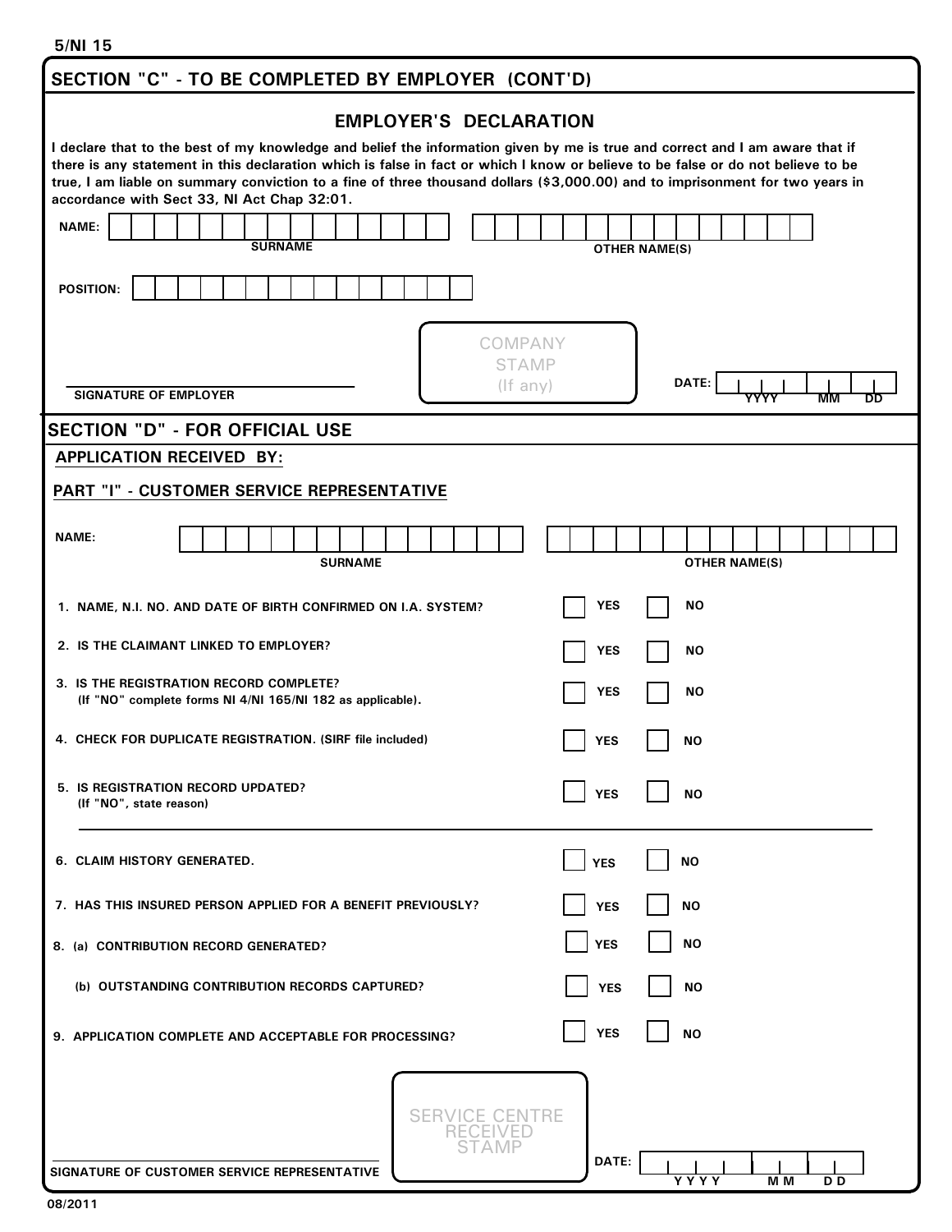5/NI 15

## SECTION "C" - TO BE COMPLETED BY EMPLOYER (CONT'D)

### EMPLOYER'S DECLARATION

**I declare that to the best of my knowledge and belief the information given by me is true and correct and I am aware that if there is any statement in this declaration which is false in fact or which I know or believe to be false or do not believe to be true, I am liable on summary conviction to a fine of three thousand dollars ($3,000.00) and to imprisonment for two years in accordance with Sect 33, NI Act Chap 32:01.**

**NAME:** ______________________ ______________________
SURNAME OTHER NAME(S)

**POSITION:** ______________________

______________________
SIGNATURE OF EMPLOYER

COMPANY STAMP (If any)

**DATE:** ____ YYYY ____ MM ____ DD

## SECTION "D" - FOR OFFICIAL USE

**APPLICATION RECEIVED BY:**

**PART "I" - CUSTOMER SERVICE REPRESENTATIVE**

**NAME:** ______________________ ______________________
SURNAME OTHER NAME(S)

| | | |
|---|---|---|
| 1. NAME, N.I. NO. AND DATE OF BIRTH CONFIRMED ON I.A. SYSTEM? | ☐ YES | ☐ NO |
| 2. IS THE CLAIMANT LINKED TO EMPLOYER? | ☐ YES | ☐ NO |
| 3. IS THE REGISTRATION RECORD COMPLETE? (If "NO" complete forms NI 4/NI 165/NI 182 as applicable). | ☐ YES | ☐ NO |
| 4. CHECK FOR DUPLICATE REGISTRATION. (SIRF file included) | ☐ YES | ☐ NO |
| 5. IS REGISTRATION RECORD UPDATED? (If "NO", state reason) | ☐ YES | ☐ NO |

______________________________________________

| | | |
|---|---|---|
| 6. CLAIM HISTORY GENERATED. | ☐ YES | ☐ NO |
| 7. HAS THIS INSURED PERSON APPLIED FOR A BENEFIT PREVIOUSLY? | ☐ YES | ☐ NO |
| 8. (a) CONTRIBUTION RECORD GENERATED? | ☐ YES | ☐ NO |
| (b) OUTSTANDING CONTRIBUTION RECORDS CAPTURED? | ☐ YES | ☐ NO |
| 9. APPLICATION COMPLETE AND ACCEPTABLE FOR PROCESSING? | ☐ YES | ☐ NO |

______________________
SIGNATURE OF CUSTOMER SERVICE REPRESENTATIVE

SERVICE CENTRE RECEIVED STAMP

**DATE:** ____ YYYY ____ MM ____ DD

08/2011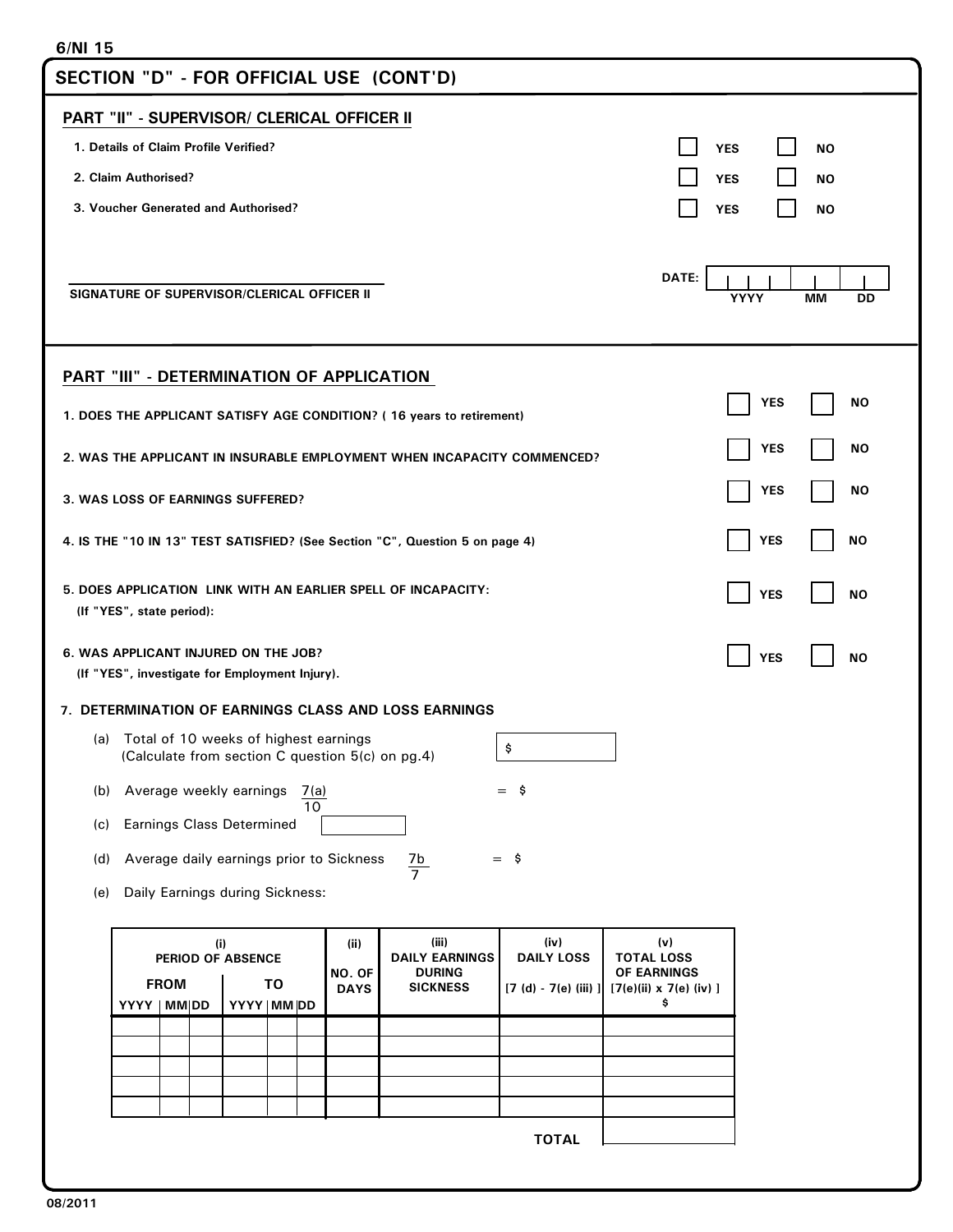6/NI 15

## SECTION "D" - FOR OFFICIAL USE (CONT'D)

### PART "II" - SUPERVISOR/ CLERICAL OFFICER II

1. Details of Claim Profile Verified? ☐ YES ☐ NO
2. Claim Authorised? ☐ YES ☐ NO
3. Voucher Generated and Authorised? ☐ YES ☐ NO

SIGNATURE OF SUPERVISOR/CLERICAL OFFICER II

DATE: YYYY MM DD

### PART "III" - DETERMINATION OF APPLICATION

1. DOES THE APPLICANT SATISFY AGE CONDITION? ( 16 years to retirement) ☐ YES ☐ NO
2. WAS THE APPLICANT IN INSURABLE EMPLOYMENT WHEN INCAPACITY COMMENCED? ☐ YES ☐ NO
3. WAS LOSS OF EARNINGS SUFFERED? ☐ YES ☐ NO
4. IS THE "10 IN 13" TEST SATISFIED? (See Section "C", Question 5 on page 4) ☐ YES ☐ NO
5. DOES APPLICATION LINK WITH AN EARLIER SPELL OF INCAPACITY: ☐ YES ☐ NO
   (If "YES", state period):
6. WAS APPLICANT INJURED ON THE JOB? ☐ YES ☐ NO
   (If "YES", investigate for Employment Injury).
7. DETERMINATION OF EARNINGS CLASS AND LOSS EARNINGS
   (a) Total of 10 weeks of highest earnings (Calculate from section C question 5(c) on pg.4) $
   (b) Average weekly earnings $\frac{7(a)}{10}$ = $
   (c) Earnings Class Determined
   (d) Average daily earnings prior to Sickness $\frac{7b}{7}$ = $
   (e) Daily Earnings during Sickness:

| (i) PERIOD OF ABSENCE FROM YYYY | MM | DD | TO YYYY | MM | DD | (ii) NO. OF DAYS | (iii) DAILY EARNINGS DURING SICKNESS | (iv) DAILY LOSS [7 (d) - 7(e) (iii) ] | (v) TOTAL LOSS OF EARNINGS [7(e)(ii) x 7(e) (iv) ] $ |
|---|---|---|---|---|---|---|---|---|---|
| | | | | | | | | | |
| | | | | | | | | | |
| | | | | | | | | | |
| | | | | | | | | | |
| | | | | | | | | | |
| | | | | | | | | TOTAL | |

08/2011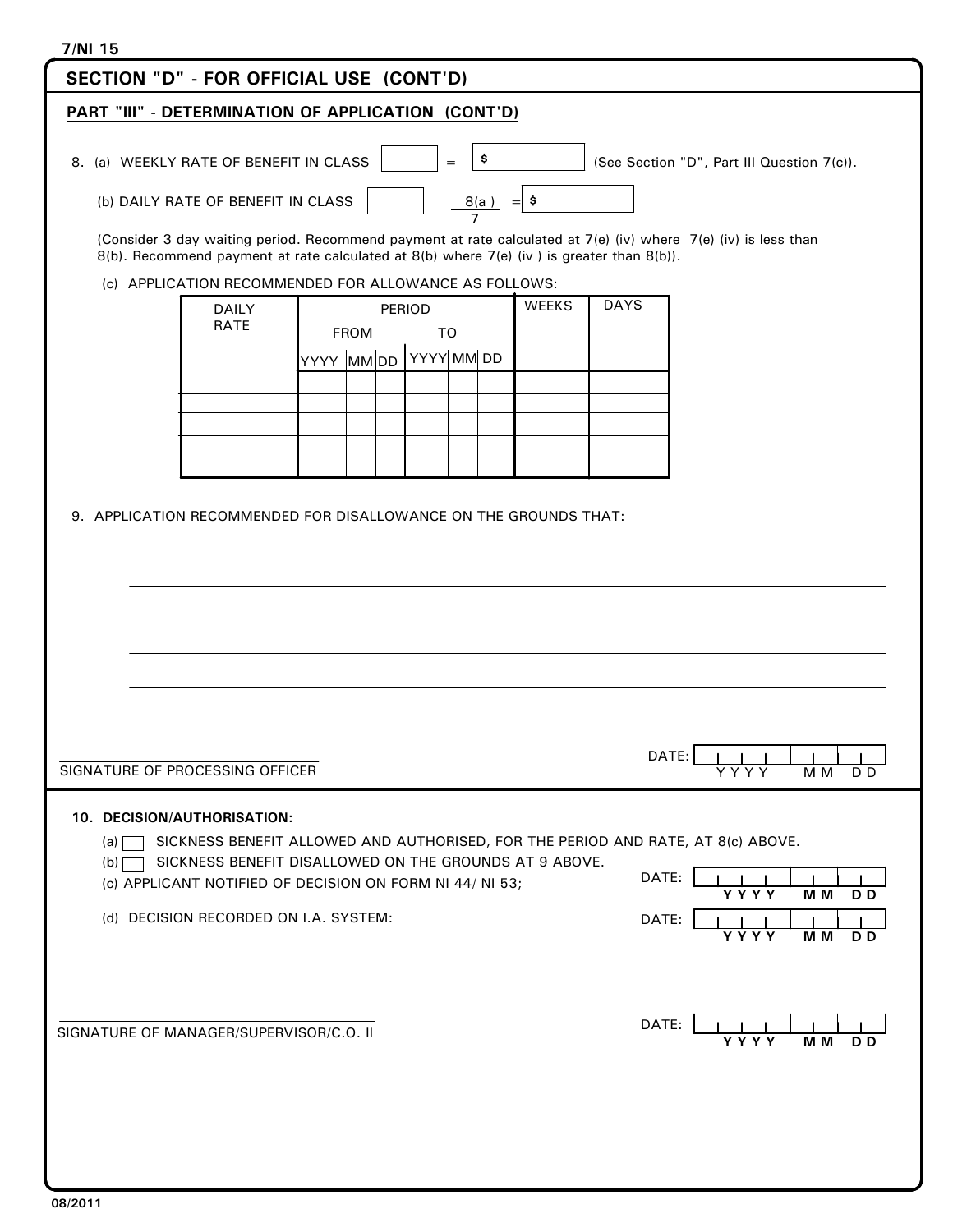7/NI 15

## SECTION "D" - FOR OFFICIAL USE (CONT'D)

### PART "III" - DETERMINATION OF APPLICATION (CONT'D)

8. (a) WEEKLY RATE OF BENEFIT IN CLASS [ ] = $ [ ] (See Section "D", Part III Question 7(c)).

   (b) DAILY RATE OF BENEFIT IN CLASS [ ] $\frac{8(a)}{7}$ = $ [ ]

   (Consider 3 day waiting period. Recommend payment at rate calculated at 7(e) (iv) where 7(e) (iv) is less than 8(b). Recommend payment at rate calculated at 8(b) where 7(e) (iv ) is greater than 8(b)).

   (c) APPLICATION RECOMMENDED FOR ALLOWANCE AS FOLLOWS:

| DAILY RATE | PERIOD | | | | | | WEEKS | DAYS |
|---|---|---|---|---|---|---|---|---|
| | FROM | | | TO | | | | |
| | YYYY | MM | DD | YYYY | MM | DD | | |
| | | | | | | | | |
| | | | | | | | | |
| | | | | | | | | |
| | | | | | | | | |
| | | | | | | | | |

9. APPLICATION RECOMMENDED FOR DISALLOWANCE ON THE GROUNDS THAT:

\_\_\_\_\_\_\_\_\_\_\_\_\_\_\_\_\_\_\_\_\_\_\_\_\_\_\_\_\_\_\_\_\_\_\_\_\_\_\_\_\_\_

\_\_\_\_\_\_\_\_\_\_\_\_\_\_\_\_\_\_\_\_\_\_\_\_\_\_\_\_\_\_\_\_\_\_\_\_\_\_\_\_\_\_

\_\_\_\_\_\_\_\_\_\_\_\_\_\_\_\_\_\_\_\_\_\_\_\_\_\_\_\_\_\_\_\_\_\_\_\_\_\_\_\_\_\_

\_\_\_\_\_\_\_\_\_\_\_\_\_\_\_\_\_\_\_\_\_\_\_\_\_\_\_\_\_\_\_\_\_\_\_\_\_\_\_\_\_\_

\_\_\_\_\_\_\_\_\_\_\_\_\_\_\_\_\_\_\_\_\_\_\_\_\_\_\_\_\_\_\_\_\_\_\_\_\_\_\_\_\_\_

SIGNATURE OF PROCESSING OFFICER \_\_\_\_\_\_\_\_\_\_\_\_\_\_\_\_ DATE: YYYY MM DD

**10. DECISION/AUTHORISATION:**

(a) [ ] SICKNESS BENEFIT ALLOWED AND AUTHORISED, FOR THE PERIOD AND RATE, AT 8(c) ABOVE.

(b) [ ] SICKNESS BENEFIT DISALLOWED ON THE GROUNDS AT 9 ABOVE.

(c) APPLICANT NOTIFIED OF DECISION ON FORM NI 44/ NI 53; DATE: YYYY MM DD

(d) DECISION RECORDED ON I.A. SYSTEM: DATE: YYYY MM DD

SIGNATURE OF MANAGER/SUPERVISOR/C.O. II \_\_\_\_\_\_\_\_\_\_\_\_\_\_\_\_ DATE: YYYY MM DD

08/2011